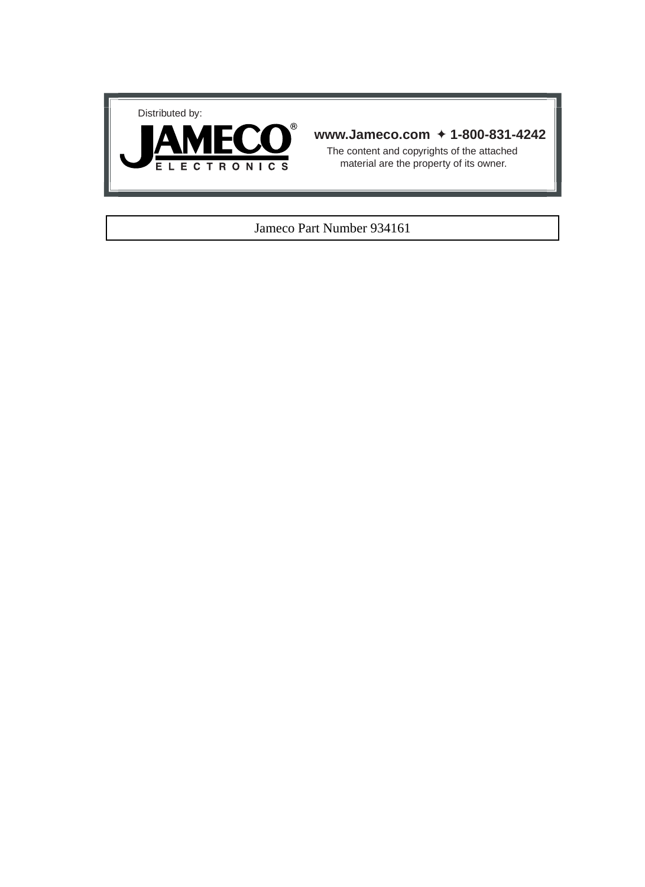Distributed by:

**JAMECO®**
ELECTRONICS

**www.Jameco.com ✦ 1-800-831-4242**

The content and copyrights of the attached material are the property of its owner.

Jameco Part Number 934161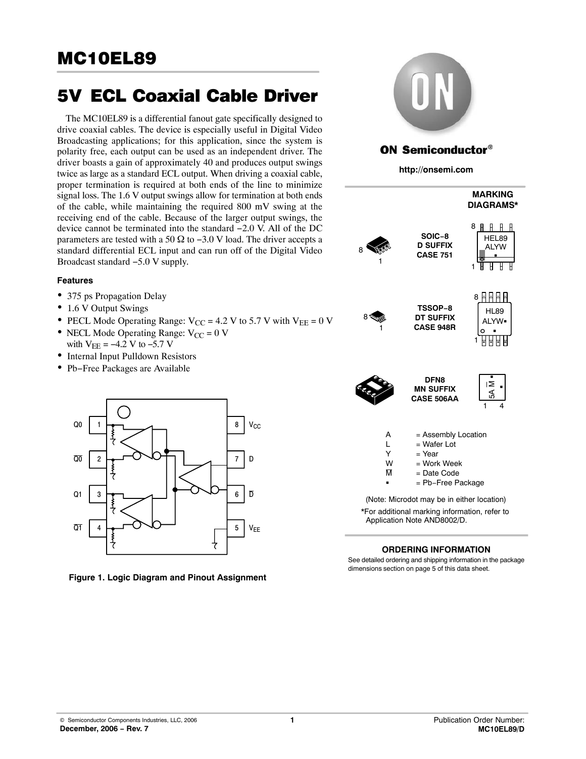# MC10EL89

# 5V ECL Coaxial Cable Driver

The MC10EL89 is a differential fanout gate specifically designed to drive coaxial cables. The device is especially useful in Digital Video Broadcasting applications; for this application, since the system is polarity free, each output can be used as an independent driver. The driver boasts a gain of approximately 40 and produces output swings twice as large as a standard ECL output. When driving a coaxial cable, proper termination is required at both ends of the line to minimize signal loss. The 1.6 V output swings allow for termination at both ends of the cable, while maintaining the required 800 mV swing at the receiving end of the cable. Because of the larger output swings, the device cannot be terminated into the standard −2.0 V. All of the DC parameters are tested with a 50 Ω to −3.0 V load. The driver accepts a standard differential ECL input and can run off of the Digital Video Broadcast standard −5.0 V supply.

### Features

- 375 ps Propagation Delay
- 1.6 V Output Swings
- PECL Mode Operating Range: $V_{CC}$ = 4.2 V to 5.7 V with $V_{EE}$ = 0 V
- NECL Mode Operating Range: $V_{CC}$ = 0 V with $V_{EE}$ = −4.2 V to −5.7 V
- Internal Input Pulldown Resistors
- Pb−Free Packages are Available

Q0 1 | 8 $V_{CC}$
$\overline{Q0}$ 2 | 7 D
Q1 3 | 6 $\overline{D}$
$\overline{Q1}$ 4 | 5 $V_{EE}$

**Figure 1. Logic Diagram and Pinout Assignment**

ON Semiconductor®

http://onsemi.com

**MARKING DIAGRAMS***

| Package | Marking |
|---|---|
| SOIC−8 D SUFFIX CASE 751 | HEL89 ALYW ▪ |
| TSSOP−8 DT SUFFIX CASE 948R | HL89 ALYW▪ ▪ |
| DFN8 MN SUFFIX CASE 506AA | 5A M̄ ▪ |

A = Assembly Location
L = Wafer Lot
Y = Year
W = Work Week
M̄ = Date Code
▪ = Pb−Free Package

(Note: Microdot may be in either location)

*For additional marking information, refer to Application Note AND8002/D.

### ORDERING INFORMATION

See detailed ordering and shipping information in the package dimensions section on page 5 of this data sheet.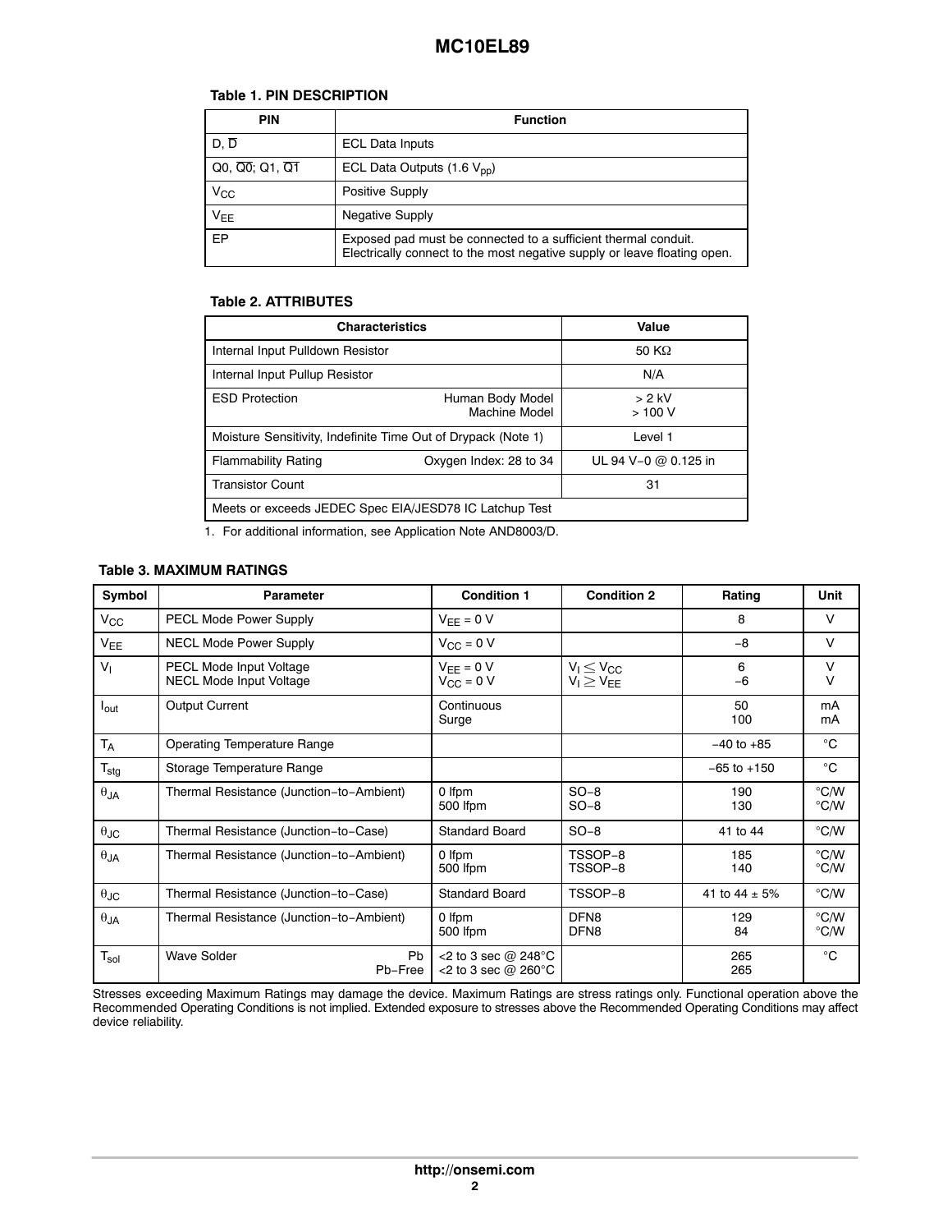**Table 1. PIN DESCRIPTION**

| PIN | Function |
| --- | --- |
| D, $\overline{D}$ | ECL Data Inputs |
| Q0, $\overline{Q0}$; Q1, $\overline{Q1}$ | ECL Data Outputs (1.6 $V_{pp}$) |
| $V_{CC}$ | Positive Supply |
| $V_{EE}$ | Negative Supply |
| EP | Exposed pad must be connected to a sufficient thermal conduit. Electrically connect to the most negative supply or leave floating open. |

**Table 2. ATTRIBUTES**

| Characteristics | | Value |
| --- | --- | --- |
| Internal Input Pulldown Resistor | | 50 KΩ |
| Internal Input Pullup Resistor | | N/A |
| ESD Protection | Human Body Model<br>Machine Model | > 2 kV<br>> 100 V |
| Moisture Sensitivity, Indefinite Time Out of Drypack (Note 1) | | Level 1 |
| Flammability Rating | Oxygen Index: 28 to 34 | UL 94 V−0 @ 0.125 in |
| Transistor Count | | 31 |
| Meets or exceeds JEDEC Spec EIA/JESD78 IC Latchup Test | | |

1. For additional information, see Application Note AND8003/D.

**Table 3. MAXIMUM RATINGS**

| Symbol | Parameter | Condition 1 | Condition 2 | Rating | Unit |
| --- | --- | --- | --- | --- | --- |
| $V_{CC}$ | PECL Mode Power Supply | $V_{EE}$ = 0 V | | 8 | V |
| $V_{EE}$ | NECL Mode Power Supply | $V_{CC}$ = 0 V | | −8 | V |
| $V_I$ | PECL Mode Input Voltage<br>NECL Mode Input Voltage | $V_{EE}$ = 0 V<br>$V_{CC}$ = 0 V | $V_I \leq V_{CC}$<br>$V_I \geq V_{EE}$ | 6<br>−6 | V<br>V |
| $I_{out}$ | Output Current | Continuous<br>Surge | | 50<br>100 | mA<br>mA |
| $T_A$ | Operating Temperature Range | | | −40 to +85 | °C |
| $T_{stg}$ | Storage Temperature Range | | | −65 to +150 | °C |
| $\theta_{JA}$ | Thermal Resistance (Junction−to−Ambient) | 0 lfpm<br>500 lfpm | SO−8<br>SO−8 | 190<br>130 | °C/W<br>°C/W |
| $\theta_{JC}$ | Thermal Resistance (Junction−to−Case) | Standard Board | SO−8 | 41 to 44 | °C/W |
| $\theta_{JA}$ | Thermal Resistance (Junction−to−Ambient) | 0 lfpm<br>500 lfpm | TSSOP−8<br>TSSOP−8 | 185<br>140 | °C/W<br>°C/W |
| $\theta_{JC}$ | Thermal Resistance (Junction−to−Case) | Standard Board | TSSOP−8 | 41 to 44 ± 5% | °C/W |
| $\theta_{JA}$ | Thermal Resistance (Junction−to−Ambient) | 0 lfpm<br>500 lfpm | DFN8<br>DFN8 | 129<br>84 | °C/W<br>°C/W |
| $T_{sol}$ | Wave Solder Pb<br>Pb−Free | <2 to 3 sec @ 248°C<br><2 to 3 sec @ 260°C | | 265<br>265 | °C |

Stresses exceeding Maximum Ratings may damage the device. Maximum Ratings are stress ratings only. Functional operation above the Recommended Operating Conditions is not implied. Extended exposure to stresses above the Recommended Operating Conditions may affect device reliability.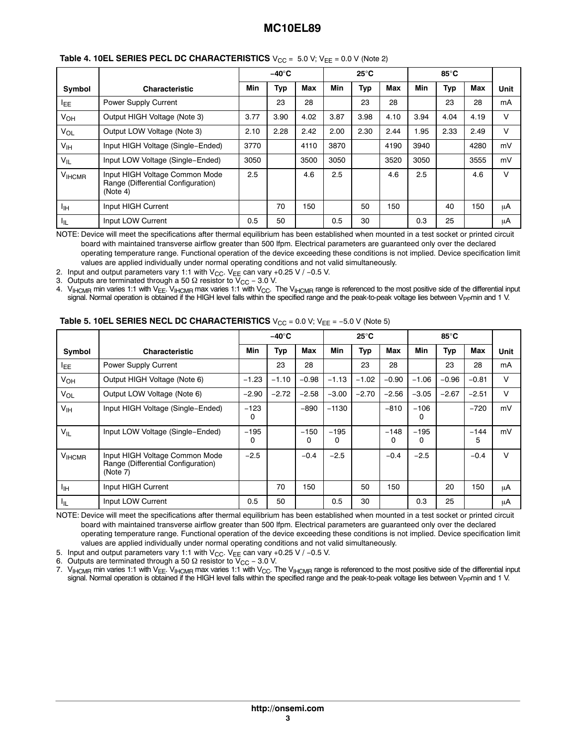**Table 4. 10EL SERIES PECL DC CHARACTERISTICS** $V_{CC}$ = 5.0 V; $V_{EE}$ = 0.0 V (Note 2)

| Symbol | Characteristic | −40°C | | | 25°C | | | 85°C | | | Unit |
|---|---|---|---|---|---|---|---|---|---|---|---|
| | | Min | Typ | Max | Min | Typ | Max | Min | Typ | Max | |
| $I_{EE}$ | Power Supply Current | | 23 | 28 | | 23 | 28 | | 23 | 28 | mA |
| $V_{OH}$ | Output HIGH Voltage (Note 3) | 3.77 | 3.90 | 4.02 | 3.87 | 3.98 | 4.10 | 3.94 | 4.04 | 4.19 | V |
| $V_{OL}$ | Output LOW Voltage (Note 3) | 2.10 | 2.28 | 2.42 | 2.00 | 2.30 | 2.44 | 1.95 | 2.33 | 2.49 | V |
| $V_{IH}$ | Input HIGH Voltage (Single−Ended) | 3770 | | 4110 | 3870 | | 4190 | 3940 | | 4280 | mV |
| $V_{IL}$ | Input LOW Voltage (Single−Ended) | 3050 | | 3500 | 3050 | | 3520 | 3050 | | 3555 | mV |
| $V_{IHCMR}$ | Input HIGH Voltage Common Mode Range (Differential Configuration) (Note 4) | 2.5 | | 4.6 | 2.5 | | 4.6 | 2.5 | | 4.6 | V |
| $I_{IH}$ | Input HIGH Current | | 70 | 150 | | 50 | 150 | | 40 | 150 | μA |
| $I_{IL}$ | Input LOW Current | 0.5 | 50 | | 0.5 | 30 | | 0.3 | 25 | | μA |

NOTE: Device will meet the specifications after thermal equilibrium has been established when mounted in a test socket or printed circuit board with maintained transverse airflow greater than 500 lfpm. Electrical parameters are guaranteed only over the declared operating temperature range. Functional operation of the device exceeding these conditions is not implied. Device specification limit values are applied individually under normal operating conditions and not valid simultaneously.

2. Input and output parameters vary 1:1 with $V_{CC}$. $V_{EE}$ can vary +0.25 V / −0.5 V.
3. Outputs are terminated through a 50 Ω resistor to $V_{CC}$ − 3.0 V.
4. $V_{IHCMR}$ min varies 1:1 with $V_{EE}$. $V_{IHCMR}$ max varies 1:1 with $V_{CC}$. The $V_{IHCMR}$ range is referenced to the most positive side of the differential input signal. Normal operation is obtained if the HIGH level falls within the specified range and the peak-to-peak voltage lies between $V_{PP}$min and 1 V.

**Table 5. 10EL SERIES NECL DC CHARACTERISTICS** $V_{CC}$ = 0.0 V; $V_{EE}$ = −5.0 V (Note 5)

| Symbol | Characteristic | −40°C | | | 25°C | | | 85°C | | | Unit |
|---|---|---|---|---|---|---|---|---|---|---|---|
| | | Min | Typ | Max | Min | Typ | Max | Min | Typ | Max | |
| $I_{EE}$ | Power Supply Current | | 23 | 28 | | 23 | 28 | | 23 | 28 | mA |
| $V_{OH}$ | Output HIGH Voltage (Note 6) | −1.23 | −1.10 | −0.98 | −1.13 | −1.02 | −0.90 | −1.06 | −0.96 | −0.81 | V |
| $V_{OL}$ | Output LOW Voltage (Note 6) | −2.90 | −2.72 | −2.58 | −3.00 | −2.70 | −2.56 | −3.05 | −2.67 | −2.51 | V |
| $V_{IH}$ | Input HIGH Voltage (Single−Ended) | −1230 | | −890 | −1130 | | −810 | −1060 | | −720 | mV |
| $V_{IL}$ | Input LOW Voltage (Single−Ended) | −1950 | | −1500 | −1950 | | −1480 | −1950 | | −1445 | mV |
| $V_{IHCMR}$ | Input HIGH Voltage Common Mode Range (Differential Configuration) (Note 7) | −2.5 | | −0.4 | −2.5 | | −0.4 | −2.5 | | −0.4 | V |
| $I_{IH}$ | Input HIGH Current | | 70 | 150 | | 50 | 150 | | 20 | 150 | μA |
| $I_{IL}$ | Input LOW Current | 0.5 | 50 | | 0.5 | 30 | | 0.3 | 25 | | μA |

NOTE: Device will meet the specifications after thermal equilibrium has been established when mounted in a test socket or printed circuit board with maintained transverse airflow greater than 500 lfpm. Electrical parameters are guaranteed only over the declared operating temperature range. Functional operation of the device exceeding these conditions is not implied. Device specification limit values are applied individually under normal operating conditions and not valid simultaneously.

5. Input and output parameters vary 1:1 with $V_{CC}$. $V_{EE}$ can vary +0.25 V / −0.5 V.
6. Outputs are terminated through a 50 Ω resistor to $V_{CC}$ − 3.0 V.
7. $V_{IHCMR}$ min varies 1:1 with $V_{EE}$. $V_{IHCMR}$ max varies 1:1 with $V_{CC}$. The $V_{IHCMR}$ range is referenced to the most positive side of the differential input signal. Normal operation is obtained if the HIGH level falls within the specified range and the peak-to-peak voltage lies between $V_{PP}$min and 1 V.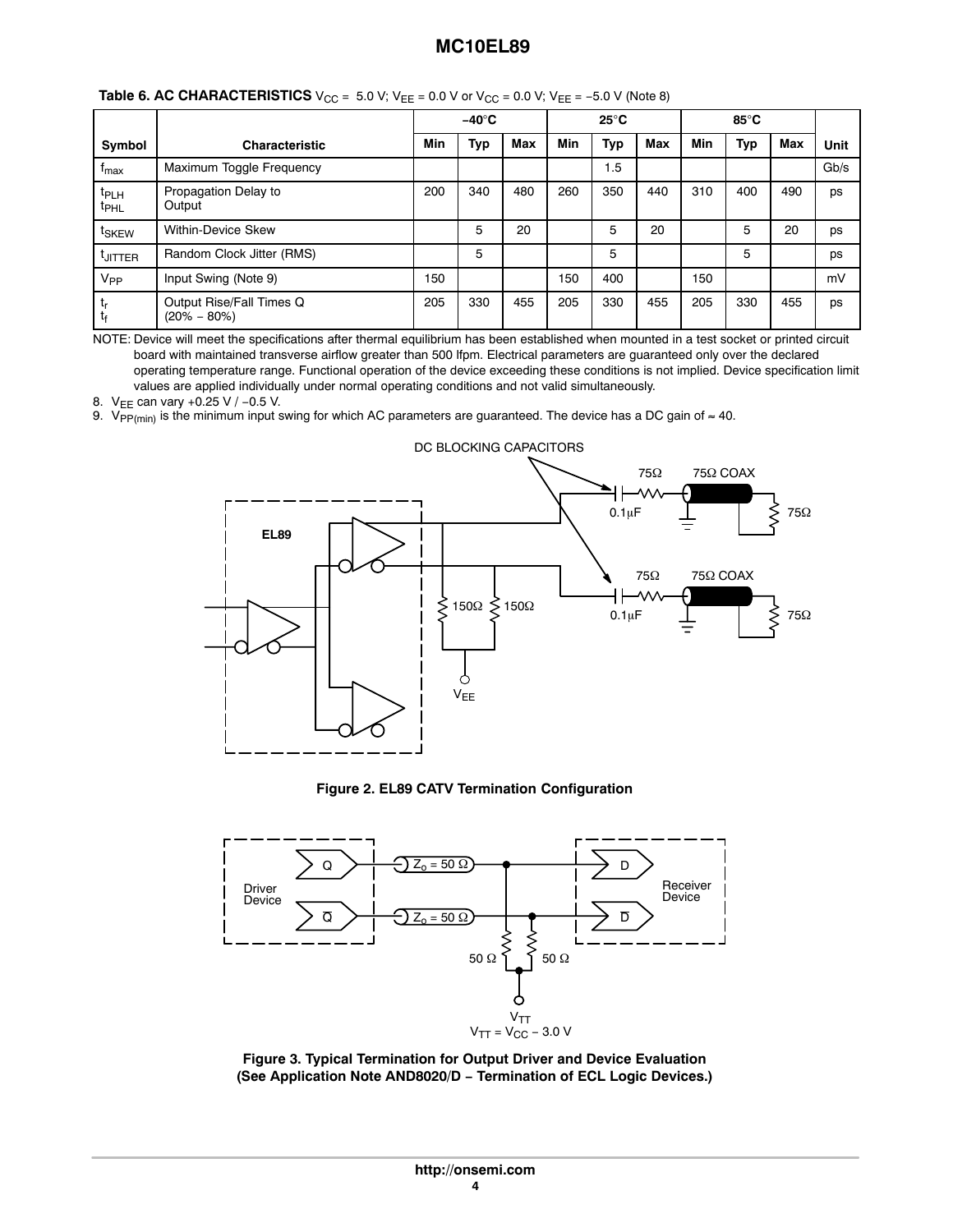**Table 6. AC CHARACTERISTICS** $V_{CC}$ = 5.0 V; $V_{EE}$ = 0.0 V or $V_{CC}$ = 0.0 V; $V_{EE}$ = −5.0 V (Note 8)

| Symbol | Characteristic | −40°C | | | 25°C | | | 85°C | | | Unit |
|---|---|---|---|---|---|---|---|---|---|---|---|
| | | Min | Typ | Max | Min | Typ | Max | Min | Typ | Max | |
| $f_{max}$ | Maximum Toggle Frequency | | | | | 1.5 | | | | | Gb/s |
| $t_{PLH}$ $t_{PHL}$ | Propagation Delay to Output | 200 | 340 | 480 | 260 | 350 | 440 | 310 | 400 | 490 | ps |
| $t_{SKEW}$ | Within-Device Skew | | 5 | 20 | | 5 | 20 | | 5 | 20 | ps |
| $t_{JITTER}$ | Random Clock Jitter (RMS) | | 5 | | | 5 | | | 5 | | ps |
| $V_{PP}$ | Input Swing (Note 9) | 150 | | | 150 | 400 | | 150 | | | mV |
| $t_r$ $t_f$ | Output Rise/Fall Times Q (20% − 80%) | 205 | 330 | 455 | 205 | 330 | 455 | 205 | 330 | 455 | ps |

NOTE: Device will meet the specifications after thermal equilibrium has been established when mounted in a test socket or printed circuit board with maintained transverse airflow greater than 500 lfpm. Electrical parameters are guaranteed only over the declared operating temperature range. Functional operation of the device exceeding these conditions is not implied. Device specification limit values are applied individually under normal operating conditions and not valid simultaneously.

8. $V_{EE}$ can vary +0.25 V / −0.5 V.
9. $V_{PP(min)}$ is the minimum input swing for which AC parameters are guaranteed. The device has a DC gain of ≈ 40.

**Figure 2. EL89 CATV Termination Configuration**

**Figure 3. Typical Termination for Output Driver and Device Evaluation (See Application Note AND8020/D − Termination of ECL Logic Devices.)**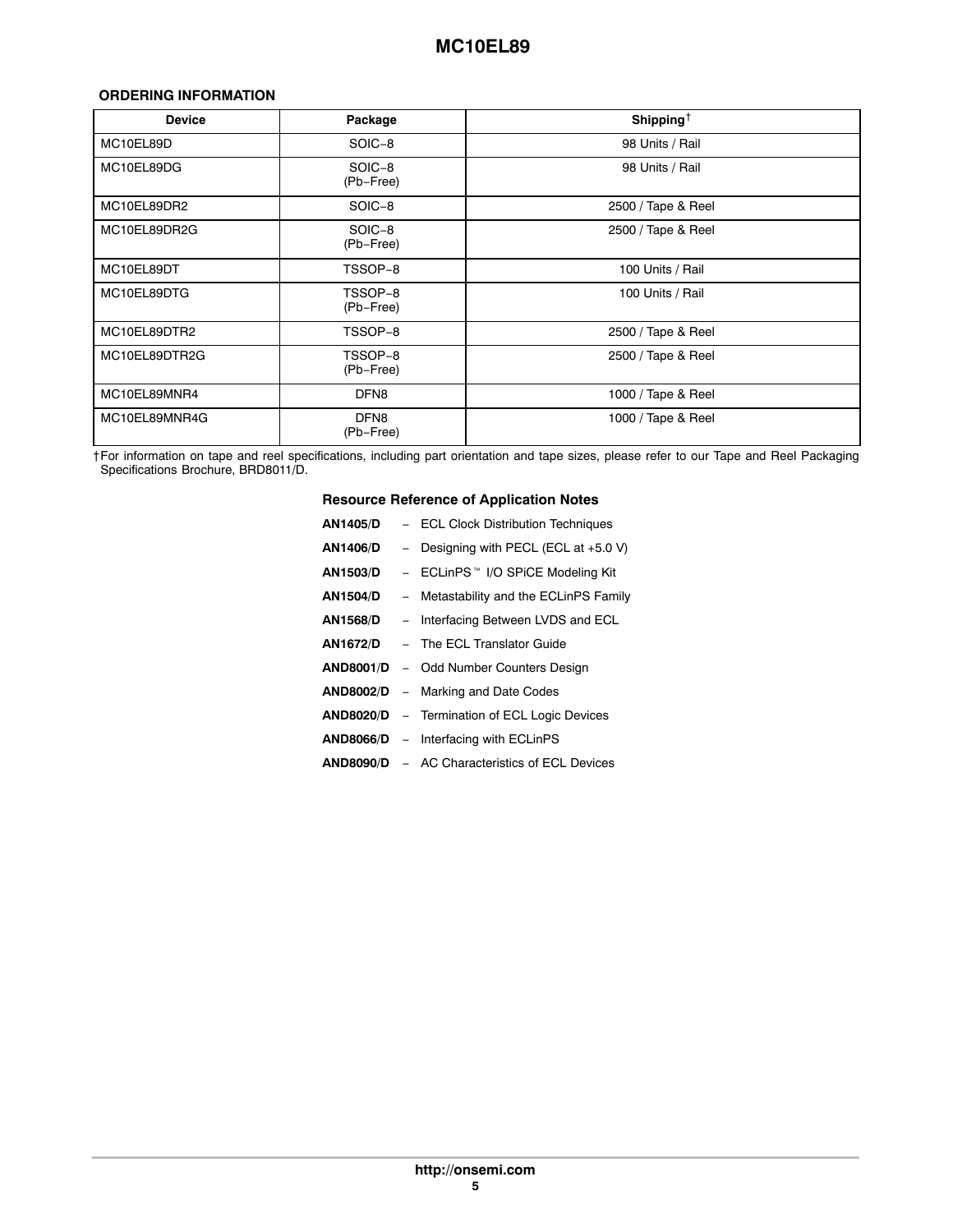### ORDERING INFORMATION

| Device | Package | Shipping† |
| --- | --- | --- |
| MC10EL89D | SOIC−8 | 98 Units / Rail |
| MC10EL89DG | SOIC−8 (Pb−Free) | 98 Units / Rail |
| MC10EL89DR2 | SOIC−8 | 2500 / Tape & Reel |
| MC10EL89DR2G | SOIC−8 (Pb−Free) | 2500 / Tape & Reel |
| MC10EL89DT | TSSOP−8 | 100 Units / Rail |
| MC10EL89DTG | TSSOP−8 (Pb−Free) | 100 Units / Rail |
| MC10EL89DTR2 | TSSOP−8 | 2500 / Tape & Reel |
| MC10EL89DTR2G | TSSOP−8 (Pb−Free) | 2500 / Tape & Reel |
| MC10EL89MNR4 | DFN8 | 1000 / Tape & Reel |
| MC10EL89MNR4G | DFN8 (Pb−Free) | 1000 / Tape & Reel |

†For information on tape and reel specifications, including part orientation and tape sizes, please refer to our Tape and Reel Packaging Specifications Brochure, BRD8011/D.

### Resource Reference of Application Notes

**AN1405/D** − ECL Clock Distribution Techniques

**AN1406/D** − Designing with PECL (ECL at +5.0 V)

**AN1503/D** − ECLinPS™ I/O SPiCE Modeling Kit

**AN1504/D** − Metastability and the ECLinPS Family

**AN1568/D** − Interfacing Between LVDS and ECL

**AN1672/D** − The ECL Translator Guide

**AND8001/D** − Odd Number Counters Design

**AND8002/D** − Marking and Date Codes

**AND8020/D** − Termination of ECL Logic Devices

**AND8066/D** − Interfacing with ECLinPS

**AND8090/D** − AC Characteristics of ECL Devices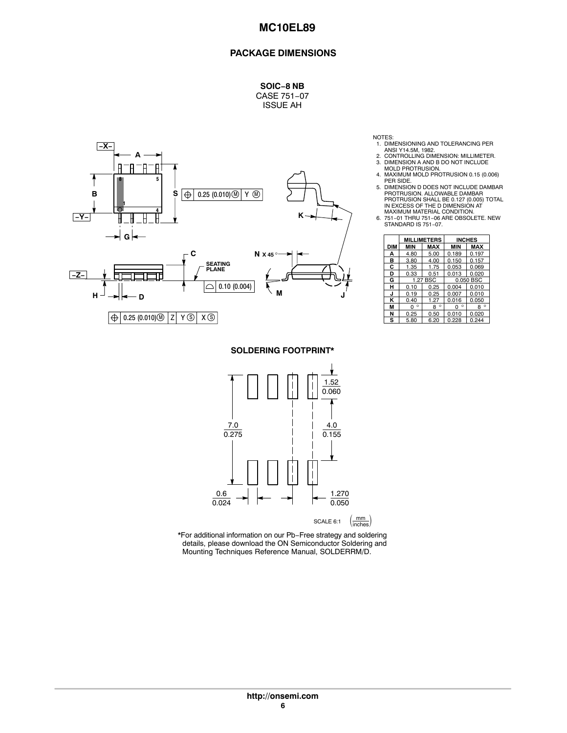## PACKAGE DIMENSIONS

**SOIC−8 NB**
CASE 751−07
ISSUE AH

NOTES:
1. DIMENSIONING AND TOLERANCING PER ANSI Y14.5M, 1982.
2. CONTROLLING DIMENSION: MILLIMETER.
3. DIMENSION A AND B DO NOT INCLUDE MOLD PROTRUSION.
4. MAXIMUM MOLD PROTRUSION 0.15 (0.006) PER SIDE.
5. DIMENSION D DOES NOT INCLUDE DAMBAR PROTRUSION. ALLOWABLE DAMBAR PROTRUSION SHALL BE 0.127 (0.005) TOTAL IN EXCESS OF THE D DIMENSION AT MAXIMUM MATERIAL CONDITION.
6. 751−01 THRU 751−06 ARE OBSOLETE. NEW STANDARD IS 751−07.

| DIM | MILLIMETERS MIN | MILLIMETERS MAX | INCHES MIN | INCHES MAX |
|---|---|---|---|---|
| A | 4.80 | 5.00 | 0.189 | 0.197 |
| B | 3.80 | 4.00 | 0.150 | 0.157 |
| C | 1.35 | 1.75 | 0.053 | 0.069 |
| D | 0.33 | 0.51 | 0.013 | 0.020 |
| G | 1.27 BSC | | 0.050 BSC | |
| H | 0.10 | 0.25 | 0.004 | 0.010 |
| J | 0.19 | 0.25 | 0.007 | 0.010 |
| K | 0.40 | 1.27 | 0.016 | 0.050 |
| M | 0 ° | 8 ° | 0 ° | 8 ° |
| N | 0.25 | 0.50 | 0.010 | 0.020 |
| S | 5.80 | 6.20 | 0.228 | 0.244 |

### SOLDERING FOOTPRINT*

*For additional information on our Pb−Free strategy and soldering details, please download the ON Semiconductor Soldering and Mounting Techniques Reference Manual, SOLDERRM/D.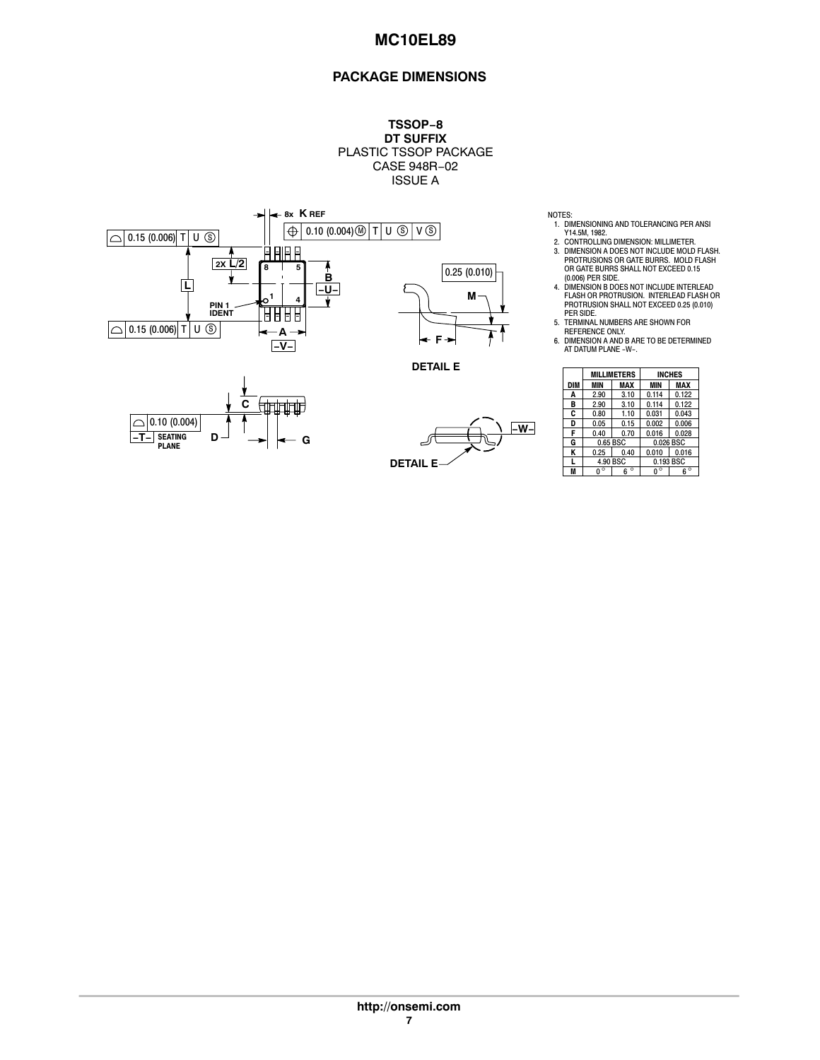## PACKAGE DIMENSIONS

**TSSOP−8**
**DT SUFFIX**
PLASTIC TSSOP PACKAGE
CASE 948R−02
ISSUE A

NOTES:
1. DIMENSIONING AND TOLERANCING PER ANSI Y14.5M, 1982.
2. CONTROLLING DIMENSION: MILLIMETER.
3. DIMENSION A DOES NOT INCLUDE MOLD FLASH. PROTRUSIONS OR GATE BURRS. MOLD FLASH OR GATE BURRS SHALL NOT EXCEED 0.15 (0.006) PER SIDE.
4. DIMENSION B DOES NOT INCLUDE INTERLEAD FLASH OR PROTRUSION. INTERLEAD FLASH OR PROTRUSION SHALL NOT EXCEED 0.25 (0.010) PER SIDE.
5. TERMINAL NUMBERS ARE SHOWN FOR REFERENCE ONLY.
6. DIMENSION A AND B ARE TO BE DETERMINED AT DATUM PLANE −W−.

| DIM | MILLIMETERS MIN | MILLIMETERS MAX | INCHES MIN | INCHES MAX |
|---|---|---|---|---|
| A | 2.90 | 3.10 | 0.114 | 0.122 |
| B | 2.90 | 3.10 | 0.114 | 0.122 |
| C | 0.80 | 1.10 | 0.031 | 0.043 |
| D | 0.05 | 0.15 | 0.002 | 0.006 |
| F | 0.40 | 0.70 | 0.016 | 0.028 |
| G | 0.65 BSC | | 0.026 BSC | |
| K | 0.25 | 0.40 | 0.010 | 0.016 |
| L | 4.90 BSC | | 0.193 BSC | |
| M | 0° | 6° | 0° | 6° |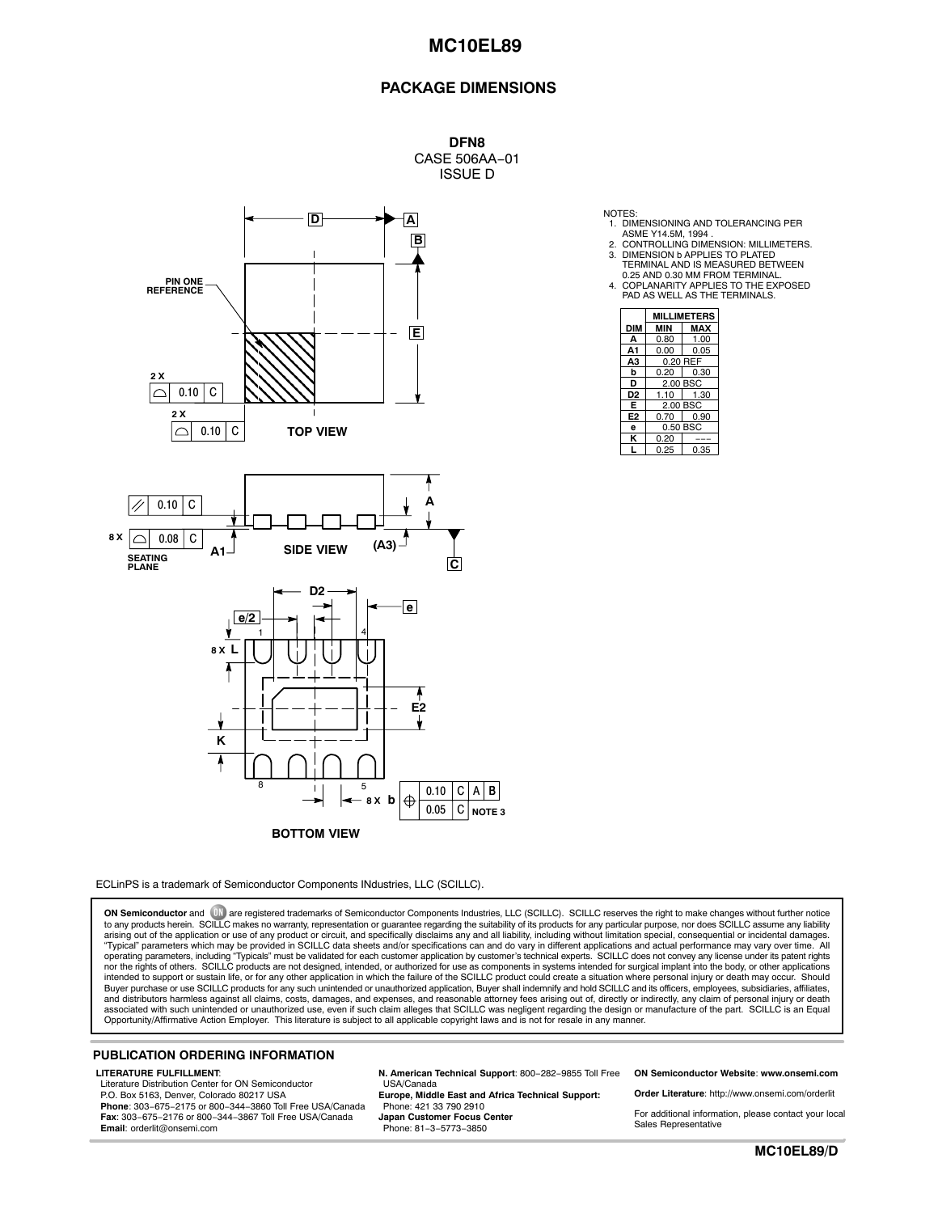## PACKAGE DIMENSIONS

**DFN8**
CASE 506AA−01
ISSUE D

NOTES:
1. DIMENSIONING AND TOLERANCING PER ASME Y14.5M, 1994 .
2. CONTROLLING DIMENSION: MILLIMETERS.
3. DIMENSION b APPLIES TO PLATED TERMINAL AND IS MEASURED BETWEEN 0.25 AND 0.30 MM FROM TERMINAL.
4. COPLANARITY APPLIES TO THE EXPOSED PAD AS WELL AS THE TERMINALS.

| DIM | MILLIMETERS MIN | MILLIMETERS MAX |
|---|---|---|
| A | 0.80 | 1.00 |
| A1 | 0.00 | 0.05 |
| A3 | 0.20 REF | |
| b | 0.20 | 0.30 |
| D | 2.00 BSC | |
| D2 | 1.10 | 1.30 |
| E | 2.00 BSC | |
| E2 | 0.70 | 0.90 |
| e | 0.50 BSC | |
| K | 0.20 | --- |
| L | 0.25 | 0.35 |

D
A
B
PIN ONE REFERENCE
E
2 X
0.10 C
2 X
0.10 C
TOP VIEW

0.10 C
8 X
0.08 C
SEATING PLANE
A1
SIDE VIEW
(A3)
A
C

D2
e
e/2
1
4
8 X L
E2
K
8
5
8 X b
0.10 C A B
0.05 C
NOTE 3
BOTTOM VIEW

ECLinPS is a trademark of Semiconductor Components INdustries, LLC (SCILLC).

**ON Semiconductor** and are registered trademarks of Semiconductor Components Industries, LLC (SCILLC). SCILLC reserves the right to make changes without further notice to any products herein. SCILLC makes no warranty, representation or guarantee regarding the suitability of its products for any particular purpose, nor does SCILLC assume any liability arising out of the application or use of any product or circuit, and specifically disclaims any and all liability, including without limitation special, consequential or incidental damages. "Typical" parameters which may be provided in SCILLC data sheets and/or specifications can and do vary in different applications and actual performance may vary over time. All operating parameters, including "Typicals" must be validated for each customer application by customer's technical experts. SCILLC does not convey any license under its patent rights nor the rights of others. SCILLC products are not designed, intended, or authorized for use as components in systems intended for surgical implant into the body, or other applications intended to support or sustain life, or for any other application in which the failure of the SCILLC product could create a situation where personal injury or death may occur. Should Buyer purchase or use SCILLC products for any such unintended or unauthorized application, Buyer shall indemnify and hold SCILLC and its officers, employees, subsidiaries, affiliates, and distributors harmless against all claims, costs, damages, and expenses, and reasonable attorney fees arising out of, directly or indirectly, any claim of personal injury or death associated with such unintended or unauthorized use, even if such claim alleges that SCILLC was negligent regarding the design or manufacture of the part. SCILLC is an Equal Opportunity/Affirmative Action Employer. This literature is subject to all applicable copyright laws and is not for resale in any manner.

### PUBLICATION ORDERING INFORMATION

**LITERATURE FULFILLMENT**:
Literature Distribution Center for ON Semiconductor
P.O. Box 5163, Denver, Colorado 80217 USA
**Phone**: 303−675−2175 or 800−344−3860 Toll Free USA/Canada
**Fax**: 303−675−2176 or 800−344−3867 Toll Free USA/Canada
**Email**: orderlit@onsemi.com

**N. American Technical Support**: 800−282−9855 Toll Free USA/Canada
**Europe, Middle East and Africa Technical Support:**
Phone: 421 33 790 2910
**Japan Customer Focus Center**
Phone: 81−3−5773−3850

**ON Semiconductor Website**: **www.onsemi.com**

**Order Literature**: http://www.onsemi.com/orderlit

For additional information, please contact your local Sales Representative

**MC10EL89/D**